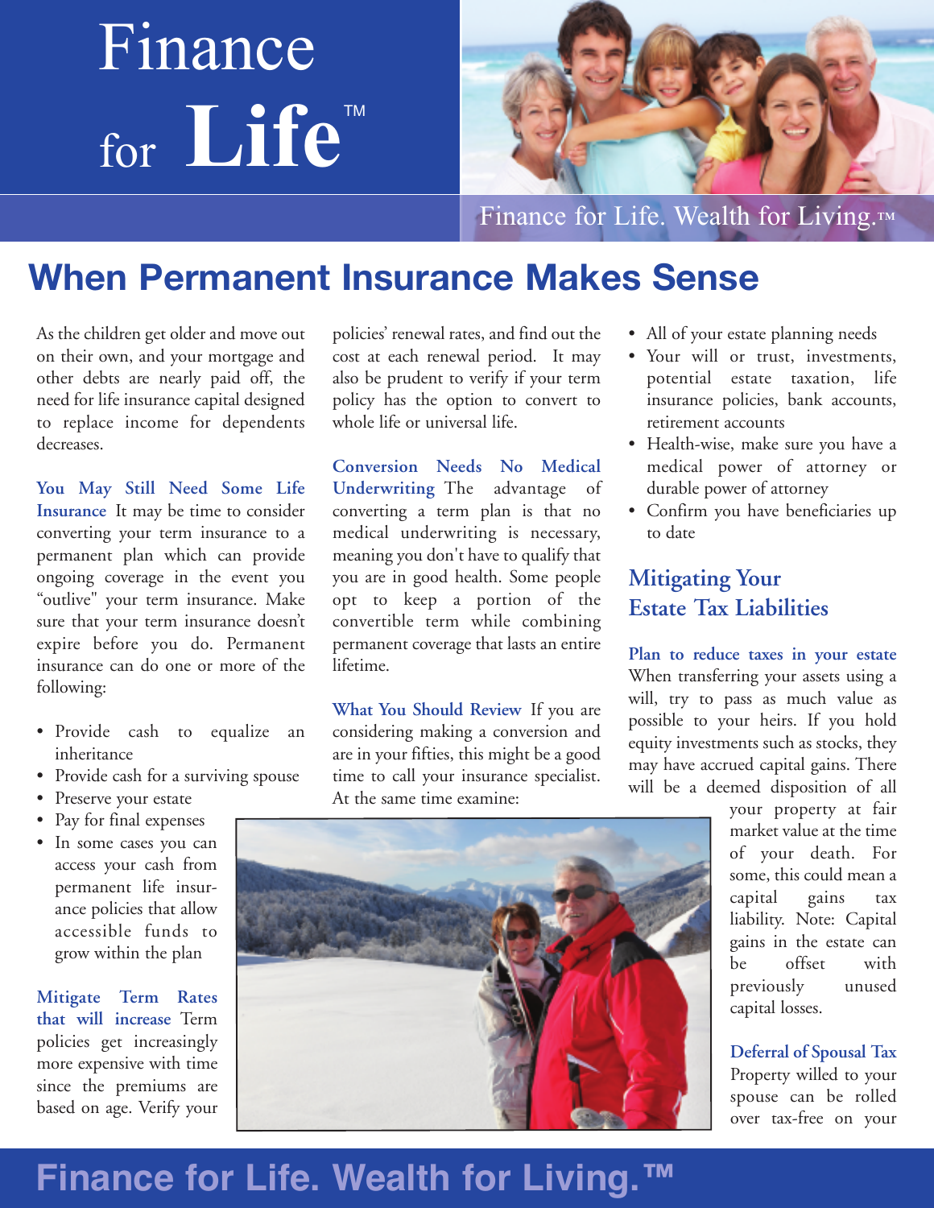# Finance for Life™

Finance for Life. Wealth for Living.™

## When Permanent Insurance Makes Sense

As the children get older and move out on their own, and your mortgage and other debts are nearly paid off, the need for life insurance capital designed to replace income for dependents decreases.

**You May Still Need Some Life Insurance** It may be time to consider converting your term insurance to a permanent plan which can provide ongoing coverage in the event you "outlive" your term insurance. Make sure that your term insurance doesn't expire before you do. Permanent insurance can do one or more of the following:

- Provide cash to equalize an inheritance
- Provide cash for a surviving spouse
- Preserve your estate
- Pay for final expenses
- In some cases you can access your cash from permanent life insurance policies that allow accessible funds to grow within the plan

**Mitigate Term Rates that will increase** Term policies get increasingly more expensive with time since the premiums are based on age. Verify your policies' renewal rates, and find out the cost at each renewal period. It may also be prudent to verify if your term policy has the option to convert to whole life or universal life.

**Conversion Needs No Medical Underwriting** The advantage of converting a term plan is that no medical underwriting is necessary, meaning you don't have to qualify that you are in good health. Some people opt to keep a portion of the convertible term while combining permanent coverage that lasts an entire lifetime.

**What You Should Review** If you are considering making a conversion and are in your fifties, this might be a good time to call your insurance specialist. At the same time examine:

- All of your estate planning needs
- Your will or trust, investments, potential estate taxation, life insurance policies, bank accounts, retirement accounts
- Health-wise, make sure you have a medical power of attorney or durable power of attorney
- Confirm you have beneficiaries up to date

### Mitigating Your Estate Tax Liabilities

**Plan to reduce taxes in your estate** When transferring your assets using a will, try to pass as much value as possible to your heirs. If you hold equity investments such as stocks, they may have accrued capital gains. There will be a deemed disposition of all your property at fair market value at the time of your death. For some, this could mean a capital gains tax liability. Note: Capital gains in the estate can be offset with previously unused capital losses.

**Deferral of Spousal Tax** Property willed to your spouse can be rolled over tax-free on your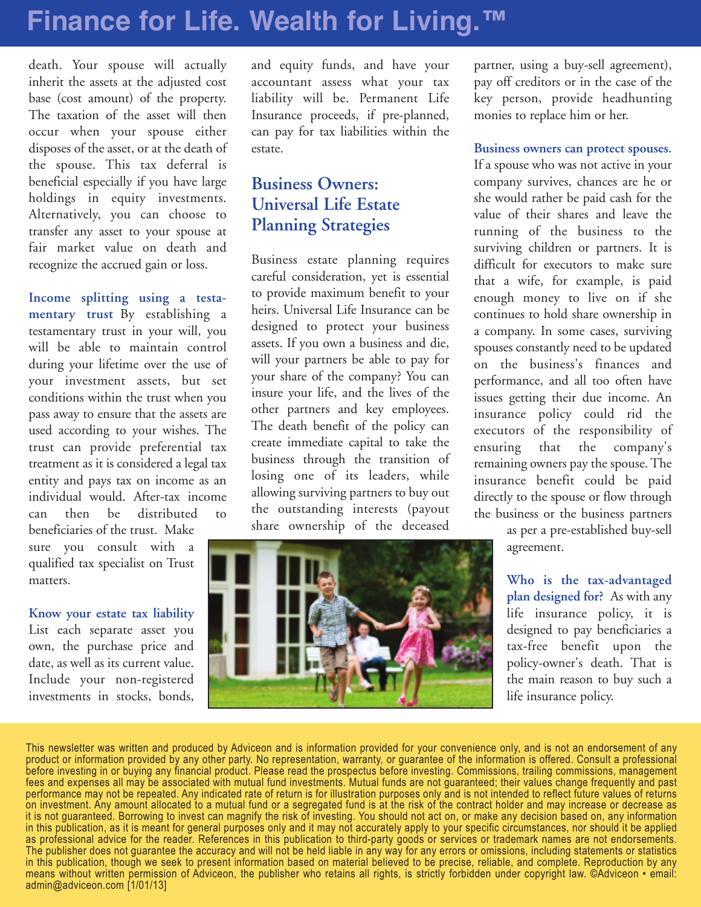death. Your spouse will actually inherit the assets at the adjusted cost base (cost amount) of the property. The taxation of the asset will then occur when your spouse either disposes of the asset, or at the death of the spouse. This tax deferral is beneficial especially if you have large holdings in equity investments. Alternatively, you can choose to transfer any asset to your spouse at fair market value on death and recognize the accrued gain or loss.

**Income splitting using a testamentary trust** By establishing a testamentary trust in your will, you will be able to maintain control during your lifetime over the use of your investment assets, but set conditions within the trust when you pass away to ensure that the assets are used according to your wishes. The trust can provide preferential tax treatment as it is considered a legal tax entity and pays tax on income as an individual would. After-tax income can then be distributed to beneficiaries of the trust. Make sure you consult with a qualified tax specialist on Trust matters.

**Know your estate tax liability** List each separate asset you own, the purchase price and date, as well as its current value. Include your non-registered investments in stocks, bonds, and equity funds, and have your accountant assess what your tax liability will be. Permanent Life Insurance proceeds, if pre-planned, can pay for tax liabilities within the estate.

## Business Owners: Universal Life Estate Planning Strategies

Business estate planning requires careful consideration, yet is essential to provide maximum benefit to your heirs. Universal Life Insurance can be designed to protect your business assets. If you own a business and die, will your partners be able to pay for your share of the company? You can insure your life, and the lives of the other partners and key employees. The death benefit of the policy can create immediate capital to take the business through the transition of losing one of its leaders, while allowing surviving partners to buy out the outstanding interests (payout share ownership of the deceased partner, using a buy-sell agreement), pay off creditors or in the case of the key person, provide headhunting monies to replace him or her.

**Business owners can protect spouses.** If a spouse who was not active in your company survives, chances are he or she would rather be paid cash for the value of their shares and leave the running of the business to the surviving children or partners. It is difficult for executors to make sure that a wife, for example, is paid enough money to live on if she continues to hold share ownership in a company. In some cases, surviving spouses constantly need to be updated on the business's finances and performance, and all too often have issues getting their due income. An insurance policy could rid the executors of the responsibility of ensuring that the company's remaining owners pay the spouse. The insurance benefit could be paid directly to the spouse or flow through the business or the business partners as per a pre-established buy-sell agreement.

**Who is the tax-advantaged plan designed for?** As with any life insurance policy, it is designed to pay beneficiaries a tax-free benefit upon the policy-owner's death. That is the main reason to buy such a life insurance policy.

This newsletter was written and produced by Adviceon and is information provided for your convenience only, and is not an endorsement of any product or information provided by any other party. No representation, warranty, or guarantee of the information is offered. Consult a professional before investing in or buying any financial product. Please read the prospectus before investing. Commissions, trailing commissions, management fees and expenses all may be associated with mutual fund investments. Mutual funds are not guaranteed; their values change frequently and past performance may not be repeated. Any indicated rate of return is for illustration purposes only and is not intended to reflect future values of returns on investment. Any amount allocated to a mutual fund or a segregated fund is at the risk of the contract holder and may increase or decrease as it is not guaranteed. Borrowing to invest can magnify the risk of investing. You should not act on, or make any decision based on, any information in this publication, as it is meant for general purposes only and it may not accurately apply to your specific circumstances, nor should it be applied as professional advice for the reader. References in this publication to third-party goods or services or trademark names are not endorsements. The publisher does not guarantee the accuracy and will not be held liable in any way for any errors or omissions, including statements or statistics in this publication, though we seek to present information based on material believed to be precise, reliable, and complete. Reproduction by any means without written permission of Adviceon, the publisher who retains all rights, is strictly forbidden under copyright law. ©Adviceon • email: admin@adviceon.com [1/01/13]